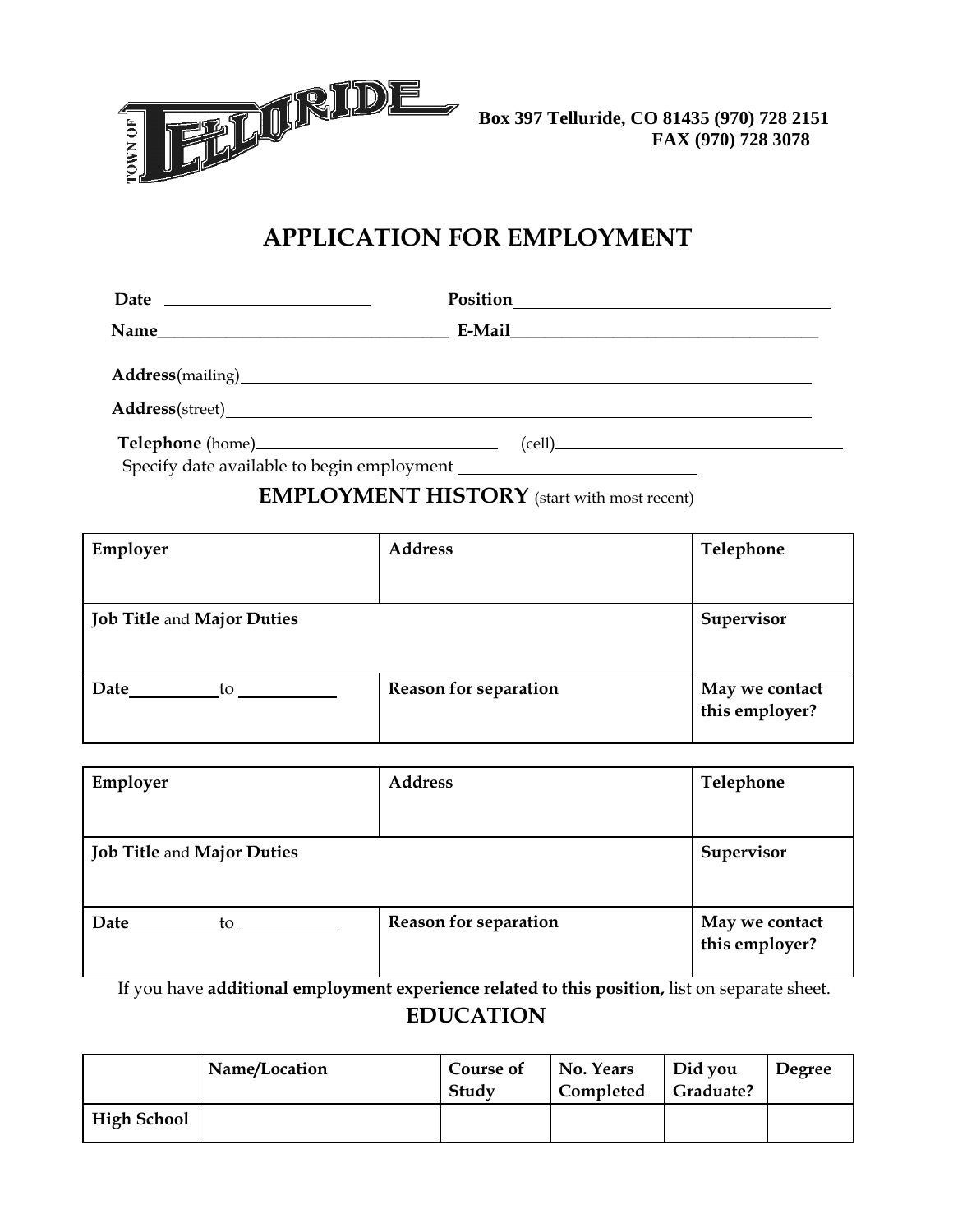TOWN OF TELLURIDE

**Box 397 Telluride, CO 81435 (970) 728 2151**
**FAX (970) 728 3078**

# APPLICATION FOR EMPLOYMENT

**Date** ______________________ **Position** ___________________________________

**Name** ___________________________________ **E-Mail** ___________________________________

**Address**(mailing) ___________________________________________________________________

**Address**(street) ___________________________________________________________________

**Telephone** (home) ___________________________ (cell) ___________________________________

Specify date available to begin employment ___________________________

## EMPLOYMENT HISTORY (start with most recent)

| **Employer** | **Address** | **Telephone** |
|---|---|---|
| **Job Title** and **Major Duties** | | **Supervisor** |
| **Date** ________ to ________ | **Reason for separation** | **May we contact this employer?** |

| **Employer** | **Address** | **Telephone** |
|---|---|---|
| **Job Title** and **Major Duties** | | **Supervisor** |
| **Date** ________ to ________ | **Reason for separation** | **May we contact this employer?** |

If you have **additional employment experience related to this position,** list on separate sheet.

## EDUCATION

| | **Name/Location** | **Course of Study** | **No. Years Completed** | **Did you Graduate?** | **Degree** |
|---|---|---|---|---|---|
| **High School** | | | | | |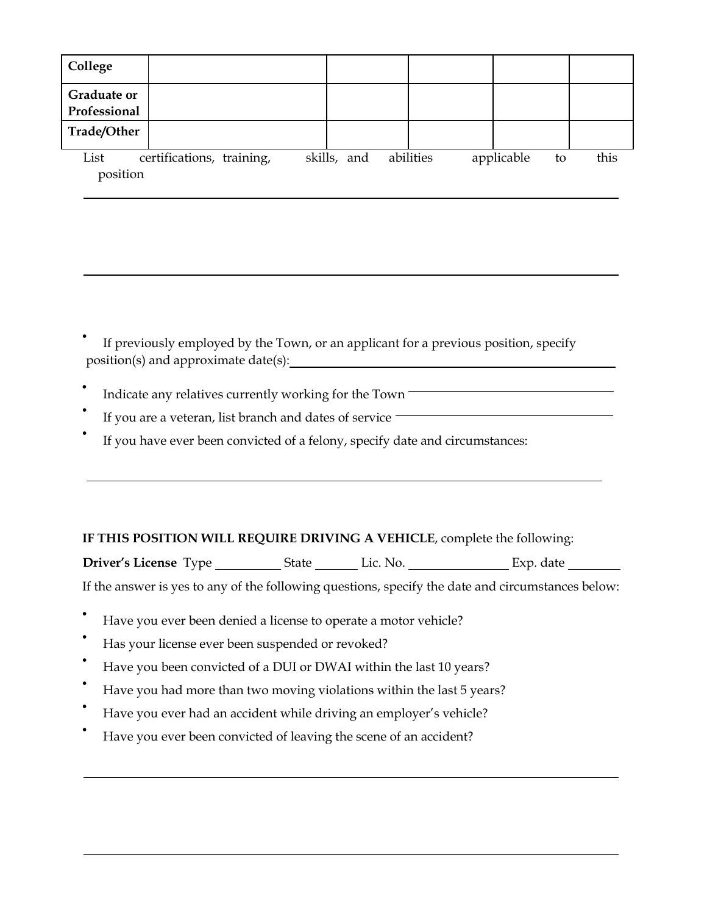| College | | | | | |
|---|---|---|---|---|---|
| Graduate or Professional | | | | | |
| Trade/Other | | | | | |

List certifications, training, skills, and abilities applicable to this position

___

___

- If previously employed by the Town, or an applicant for a previous position, specify position(s) and approximate date(s):___
- Indicate any relatives currently working for the Town ___
- If you are a veteran, list branch and dates of service ___
- If you have ever been convicted of a felony, specify date and circumstances:

___

**IF THIS POSITION WILL REQUIRE DRIVING A VEHICLE**, complete the following:

**Driver's License** Type ___ State ___ Lic. No. ___ Exp. date ___

If the answer is yes to any of the following questions, specify the date and circumstances below:

- Have you ever been denied a license to operate a motor vehicle?
- Has your license ever been suspended or revoked?
- Have you been convicted of a DUI or DWAI within the last 10 years?
- Have you had more than two moving violations within the last 5 years?
- Have you ever had an accident while driving an employer's vehicle?
- Have you ever been convicted of leaving the scene of an accident?

___

___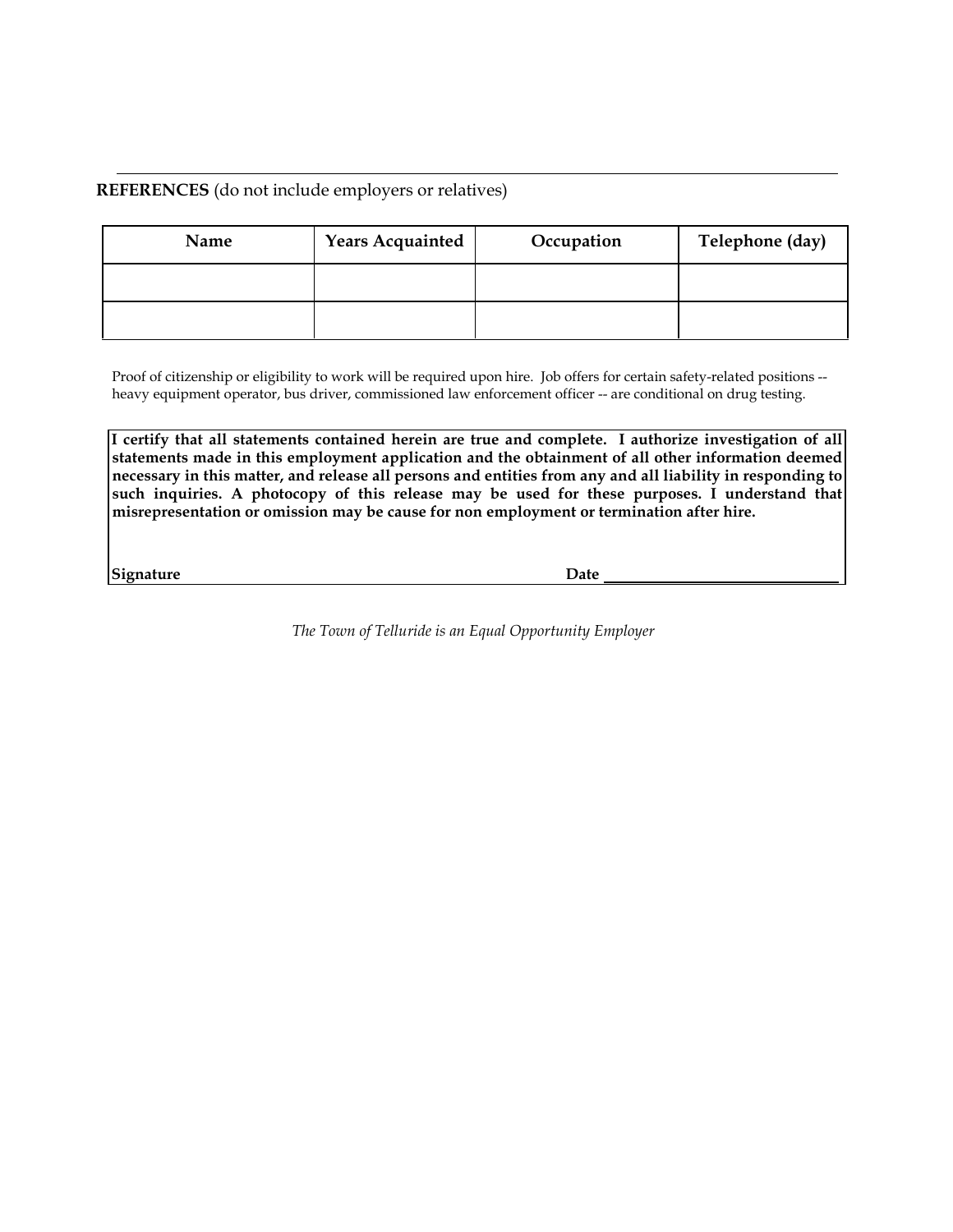**REFERENCES** (do not include employers or relatives)

| Name | Years Acquainted | Occupation | Telephone (day) |
| --- | --- | --- | --- |
| | | | |
| | | | |

Proof of citizenship or eligibility to work will be required upon hire. Job offers for certain safety-related positions -- heavy equipment operator, bus driver, commissioned law enforcement officer -- are conditional on drug testing.

**I certify that all statements contained herein are true and complete. I authorize investigation of all statements made in this employment application and the obtainment of all other information deemed necessary in this matter, and release all persons and entities from any and all liability in responding to such inquiries. A photocopy of this release may be used for these purposes. I understand that misrepresentation or omission may be cause for non employment or termination after hire.**

**Signature** **Date** ______________________________

*The Town of Telluride is an Equal Opportunity Employer*